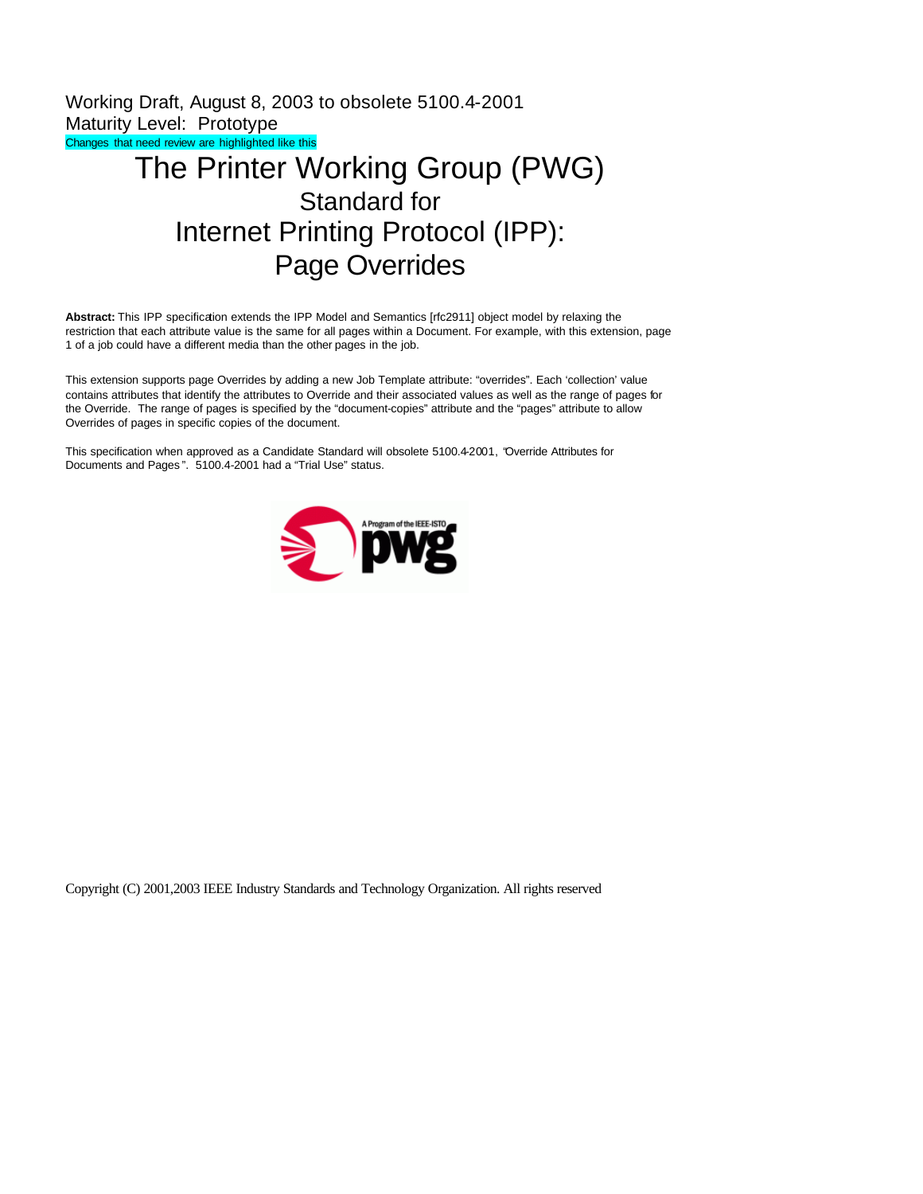Working Draft, August 8, 2003 to obsolete 5100.4-2001
Maturity Level: Prototype
Changes that need review are highlighted like this

# The Printer Working Group (PWG)
## Standard for
## Internet Printing Protocol (IPP):
## Page Overrides

**Abstract:** This IPP specification extends the IPP Model and Semantics [rfc2911] object model by relaxing the restriction that each attribute value is the same for all pages within a Document. For example, with this extension, page 1 of a job could have a different media than the other pages in the job.

This extension supports page Overrides by adding a new Job Template attribute: "overrides". Each 'collection' value contains attributes that identify the attributes to Override and their associated values as well as the range of pages for the Override. The range of pages is specified by the "document-copies" attribute and the "pages" attribute to allow Overrides of pages in specific copies of the document.

This specification when approved as a Candidate Standard will obsolete 5100.4-2001, "Override Attributes for Documents and Pages". 5100.4-2001 had a "Trial Use" status.

Copyright (C) 2001,2003 IEEE Industry Standards and Technology Organization. All rights reserved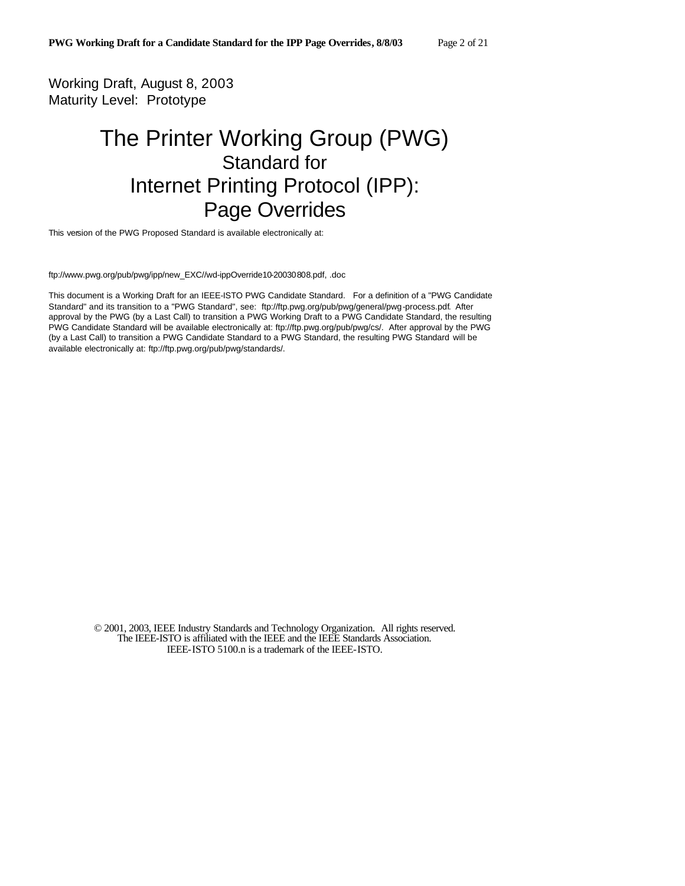Working Draft, August 8, 2003
Maturity Level: Prototype

# The Printer Working Group (PWG)
## Standard for
# Internet Printing Protocol (IPP):
# Page Overrides

This version of the PWG Proposed Standard is available electronically at:

ftp://www.pwg.org/pub/pwg/ipp/new_EXC//wd-ippOverride10-20030808.pdf, .doc

This document is a Working Draft for an IEEE-ISTO PWG Candidate Standard. For a definition of a "PWG Candidate Standard" and its transition to a "PWG Standard", see: ftp://ftp.pwg.org/pub/pwg/general/pwg-process.pdf. After approval by the PWG (by a Last Call) to transition a PWG Working Draft to a PWG Candidate Standard, the resulting PWG Candidate Standard will be available electronically at: ftp://ftp.pwg.org/pub/pwg/cs/. After approval by the PWG (by a Last Call) to transition a PWG Candidate Standard to a PWG Standard, the resulting PWG Standard will be available electronically at: ftp://ftp.pwg.org/pub/pwg/standards/.

© 2001, 2003, IEEE Industry Standards and Technology Organization. All rights reserved.
The IEEE-ISTO is affiliated with the IEEE and the IEEE Standards Association.
IEEE-ISTO 5100.n is a trademark of the IEEE-ISTO.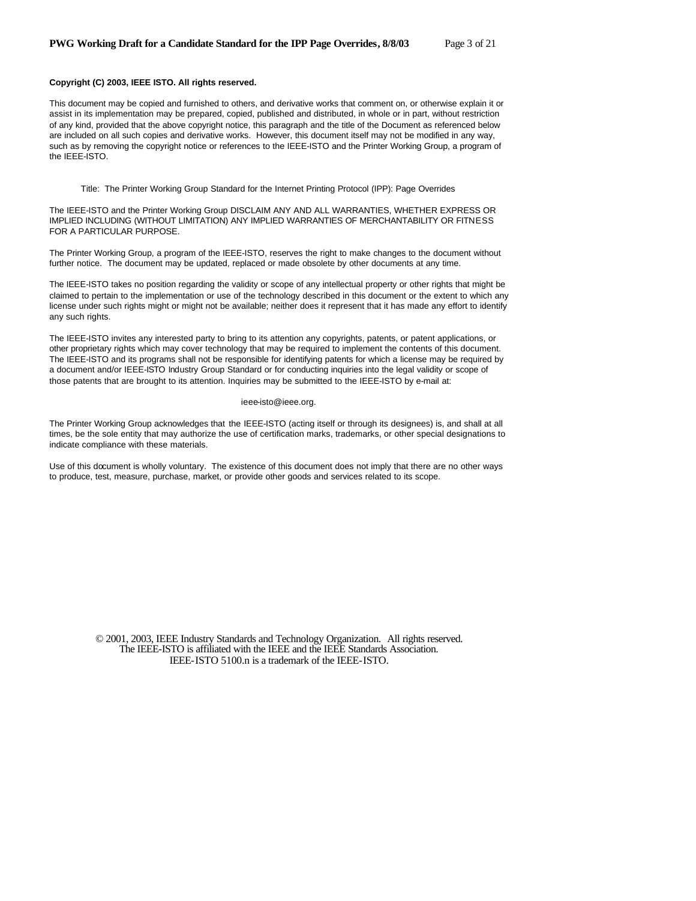**Copyright (C) 2003, IEEE ISTO. All rights reserved.**

This document may be copied and furnished to others, and derivative works that comment on, or otherwise explain it or assist in its implementation may be prepared, copied, published and distributed, in whole or in part, without restriction of any kind, provided that the above copyright notice, this paragraph and the title of the Document as referenced below are included on all such copies and derivative works. However, this document itself may not be modified in any way, such as by removing the copyright notice or references to the IEEE-ISTO and the Printer Working Group, a program of the IEEE-ISTO.

Title: The Printer Working Group Standard for the Internet Printing Protocol (IPP): Page Overrides

The IEEE-ISTO and the Printer Working Group DISCLAIM ANY AND ALL WARRANTIES, WHETHER EXPRESS OR IMPLIED INCLUDING (WITHOUT LIMITATION) ANY IMPLIED WARRANTIES OF MERCHANTABILITY OR FITNESS FOR A PARTICULAR PURPOSE.

The Printer Working Group, a program of the IEEE-ISTO, reserves the right to make changes to the document without further notice. The document may be updated, replaced or made obsolete by other documents at any time.

The IEEE-ISTO takes no position regarding the validity or scope of any intellectual property or other rights that might be claimed to pertain to the implementation or use of the technology described in this document or the extent to which any license under such rights might or might not be available; neither does it represent that it has made any effort to identify any such rights.

The IEEE-ISTO invites any interested party to bring to its attention any copyrights, patents, or patent applications, or other proprietary rights which may cover technology that may be required to implement the contents of this document. The IEEE-ISTO and its programs shall not be responsible for identifying patents for which a license may be required by a document and/or IEEE-ISTO Industry Group Standard or for conducting inquiries into the legal validity or scope of those patents that are brought to its attention. Inquiries may be submitted to the IEEE-ISTO by e-mail at:

ieee-isto@ieee.org.

The Printer Working Group acknowledges that the IEEE-ISTO (acting itself or through its designees) is, and shall at all times, be the sole entity that may authorize the use of certification marks, trademarks, or other special designations to indicate compliance with these materials.

Use of this document is wholly voluntary. The existence of this document does not imply that there are no other ways to produce, test, measure, purchase, market, or provide other goods and services related to its scope.

© 2001, 2003, IEEE Industry Standards and Technology Organization. All rights reserved.
The IEEE-ISTO is affiliated with the IEEE and the IEEE Standards Association.
IEEE-ISTO 5100.n is a trademark of the IEEE-ISTO.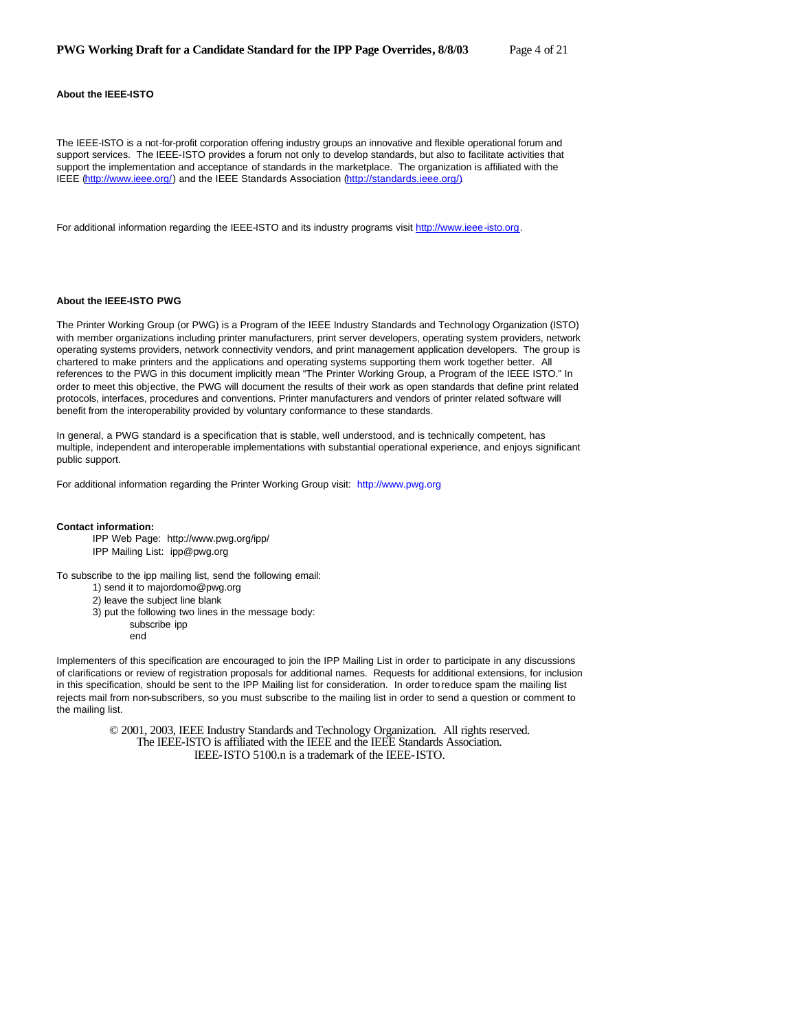**About the IEEE-ISTO**

The IEEE-ISTO is a not-for-profit corporation offering industry groups an innovative and flexible operational forum and support services. The IEEE-ISTO provides a forum not only to develop standards, but also to facilitate activities that support the implementation and acceptance of standards in the marketplace. The organization is affiliated with the IEEE (http://www.ieee.org/) and the IEEE Standards Association (http://standards.ieee.org/).

For additional information regarding the IEEE-ISTO and its industry programs visit http://www.ieee-isto.org.

**About the IEEE-ISTO PWG**

The Printer Working Group (or PWG) is a Program of the IEEE Industry Standards and Technology Organization (ISTO) with member organizations including printer manufacturers, print server developers, operating system providers, network operating systems providers, network connectivity vendors, and print management application developers. The group is chartered to make printers and the applications and operating systems supporting them work together better. All references to the PWG in this document implicitly mean "The Printer Working Group, a Program of the IEEE ISTO." In order to meet this objective, the PWG will document the results of their work as open standards that define print related protocols, interfaces, procedures and conventions. Printer manufacturers and vendors of printer related software will benefit from the interoperability provided by voluntary conformance to these standards.

In general, a PWG standard is a specification that is stable, well understood, and is technically competent, has multiple, independent and interoperable implementations with substantial operational experience, and enjoys significant public support.

For additional information regarding the Printer Working Group visit: http://www.pwg.org

**Contact information:**

IPP Web Page: http://www.pwg.org/ipp/
IPP Mailing List: ipp@pwg.org

To subscribe to the ipp mailing list, send the following email:

1) send it to majordomo@pwg.org
2) leave the subject line blank
3) put the following two lines in the message body:
   subscribe ipp
   end

Implementers of this specification are encouraged to join the IPP Mailing List in order to participate in any discussions of clarifications or review of registration proposals for additional names. Requests for additional extensions, for inclusion in this specification, should be sent to the IPP Mailing list for consideration. In order to reduce spam the mailing list rejects mail from non-subscribers, so you must subscribe to the mailing list in order to send a question or comment to the mailing list.

© 2001, 2003, IEEE Industry Standards and Technology Organization. All rights reserved.
The IEEE-ISTO is affiliated with the IEEE and the IEEE Standards Association.
IEEE-ISTO 5100.n is a trademark of the IEEE-ISTO.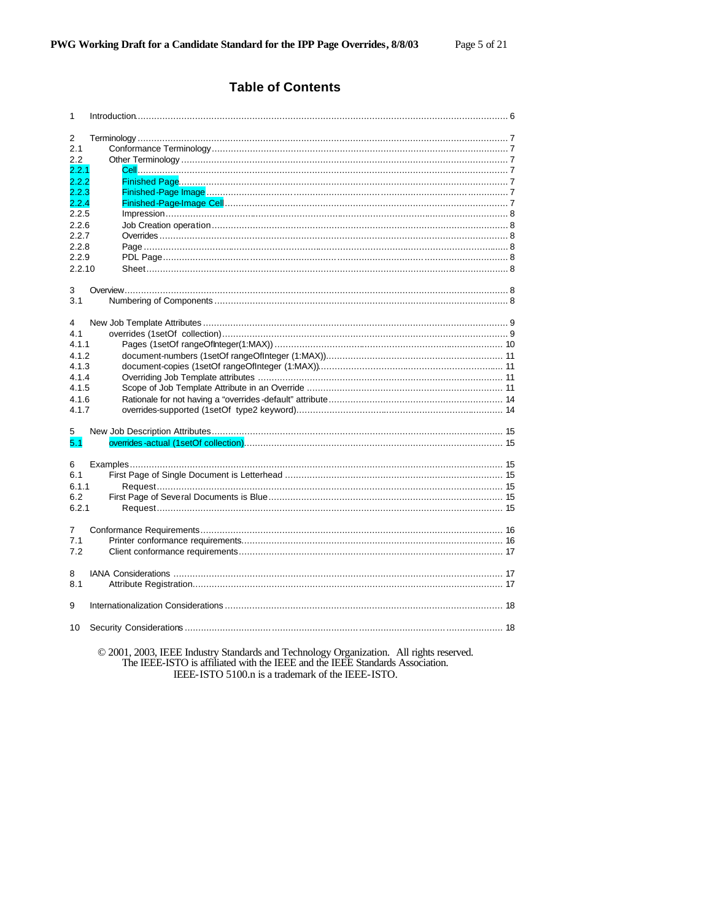# Table of Contents

1 Introduction ........................................................................................................................................ 6

2 Terminology ....................................................................................................................................... 7
2.1 Conformance Terminology ............................................................................................................. 7
2.2 Other Terminology ........................................................................................................................ 7
2.2.1 Cell ............................................................................................................................................ 7
2.2.2 Finished Page ............................................................................................................................ 7
2.2.3 Finished-Page Image .................................................................................................................. 7
2.2.4 Finished-Page-Image Cell .......................................................................................................... 7
2.2.5 Impression .................................................................................................................................. 8
2.2.6 Job Creation operation ................................................................................................................ 8
2.2.7 Overrides .................................................................................................................................... 8
2.2.8 Page ........................................................................................................................................... 8
2.2.9 PDL Page .................................................................................................................................... 8
2.2.10 Sheet ......................................................................................................................................... 8

3 Overview ............................................................................................................................................ 8
3.1 Numbering of Components ........................................................................................................... 8

4 New Job Template Attributes ............................................................................................................... 9
4.1 overrides (1setOf collection) ......................................................................................................... 9
4.1.1 Pages (1setOf rangeOfInteger(1:MAX)) ....................................................................................... 10
4.1.2 document-numbers (1setOf rangeOfInteger (1:MAX)) ................................................................. 11
4.1.3 document-copies (1setOf rangeOfInteger (1:MAX)) ..................................................................... 11
4.1.4 Overriding Job Template attributes ............................................................................................ 11
4.1.5 Scope of Job Template Attribute in an Override .......................................................................... 11
4.1.6 Rationale for not having a "overrides-default" attribute ................................................................ 14
4.1.7 overrides-supported (1setOf type2 keyword) ............................................................................... 14

5 New Job Description Attributes .......................................................................................................... 15
5.1 overrides-actual (1setOf collection) ............................................................................................... 15

6 Examples .......................................................................................................................................... 15
6.1 First Page of Single Document is Letterhead ................................................................................ 15
6.1.1 Request ..................................................................................................................................... 15
6.2 First Page of Several Documents is Blue ...................................................................................... 15
6.2.1 Request ..................................................................................................................................... 15

7 Conformance Requirements ............................................................................................................... 16
7.1 Printer conformance requirements ................................................................................................ 16
7.2 Client conformance requirements ................................................................................................. 17

8 IANA Considerations ......................................................................................................................... 17
8.1 Attribute Registration .................................................................................................................... 17

9 Internationalization Considerations ..................................................................................................... 18

10 Security Considerations .................................................................................................................... 18

© 2001, 2003, IEEE Industry Standards and Technology Organization. All rights reserved.
The IEEE-ISTO is affiliated with the IEEE and the IEEE Standards Association.
IEEE-ISTO 5100.n is a trademark of the IEEE-ISTO.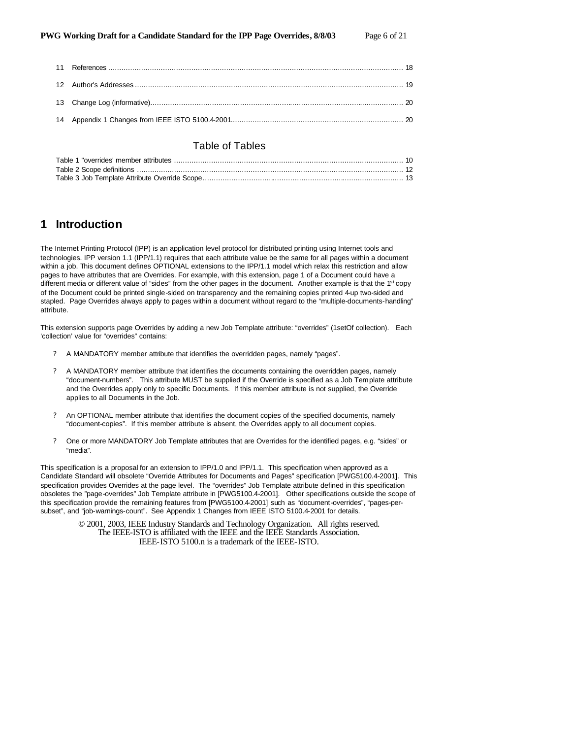11 References .......................................................................................................................................... 18

12 Author's Addresses .......................................................................................................................... 19

13 Change Log (informative).................................................................................................................. 20

14 Appendix 1 Changes from IEEE ISTO 5100.4-2001.............................................................................. 20

## Table of Tables

Table 1 "overrides' member attributes ........................................................................................................ 10
Table 2 Scope definitions .......................................................................................................................... 12
Table 3 Job Template Attribute Override Scope............................................................................................ 13

# 1 Introduction

The Internet Printing Protocol (IPP) is an application level protocol for distributed printing using Internet tools and technologies. IPP version 1.1 (IPP/1.1) requires that each attribute value be the same for all pages within a document within a job. This document defines OPTIONAL extensions to the IPP/1.1 model which relax this restriction and allow pages to have attributes that are Overrides. For example, with this extension, page 1 of a Document could have a different media or different value of "sides" from the other pages in the document. Another example is that the 1st copy of the Document could be printed single-sided on transparency and the remaining copies printed 4-up two-sided and stapled. Page Overrides always apply to pages within a document without regard to the "multiple-documents-handling" attribute.

This extension supports page Overrides by adding a new Job Template attribute: "overrides" (1setOf collection). Each 'collection' value for "overrides" contains:

- A MANDATORY member attribute that identifies the overridden pages, namely "pages".
- A MANDATORY member attribute that identifies the documents containing the overridden pages, namely "document-numbers". This attribute MUST be supplied if the Override is specified as a Job Template attribute and the Overrides apply only to specific Documents. If this member attribute is not supplied, the Override applies to all Documents in the Job.
- An OPTIONAL member attribute that identifies the document copies of the specified documents, namely "document-copies". If this member attribute is absent, the Overrides apply to all document copies.
- One or more MANDATORY Job Template attributes that are Overrides for the identified pages, e.g. "sides" or "media".

This specification is a proposal for an extension to IPP/1.0 and IPP/1.1. This specification when approved as a Candidate Standard will obsolete "Override Attributes for Documents and Pages" specification [PWG5100.4-2001]. This specification provides Overrides at the page level. The "overrides" Job Template attribute defined in this specification obsoletes the "page-overrides" Job Template attribute in [PWG5100.4-2001]. Other specifications outside the scope of this specification provide the remaining features from [PWG5100.4-2001] such as "document-overrides", "pages-per-subset", and "job-warnings-count". See Appendix 1 Changes from IEEE ISTO 5100.4-2001 for details.

© 2001, 2003, IEEE Industry Standards and Technology Organization. All rights reserved.
The IEEE-ISTO is affiliated with the IEEE and the IEEE Standards Association.
IEEE-ISTO 5100.n is a trademark of the IEEE-ISTO.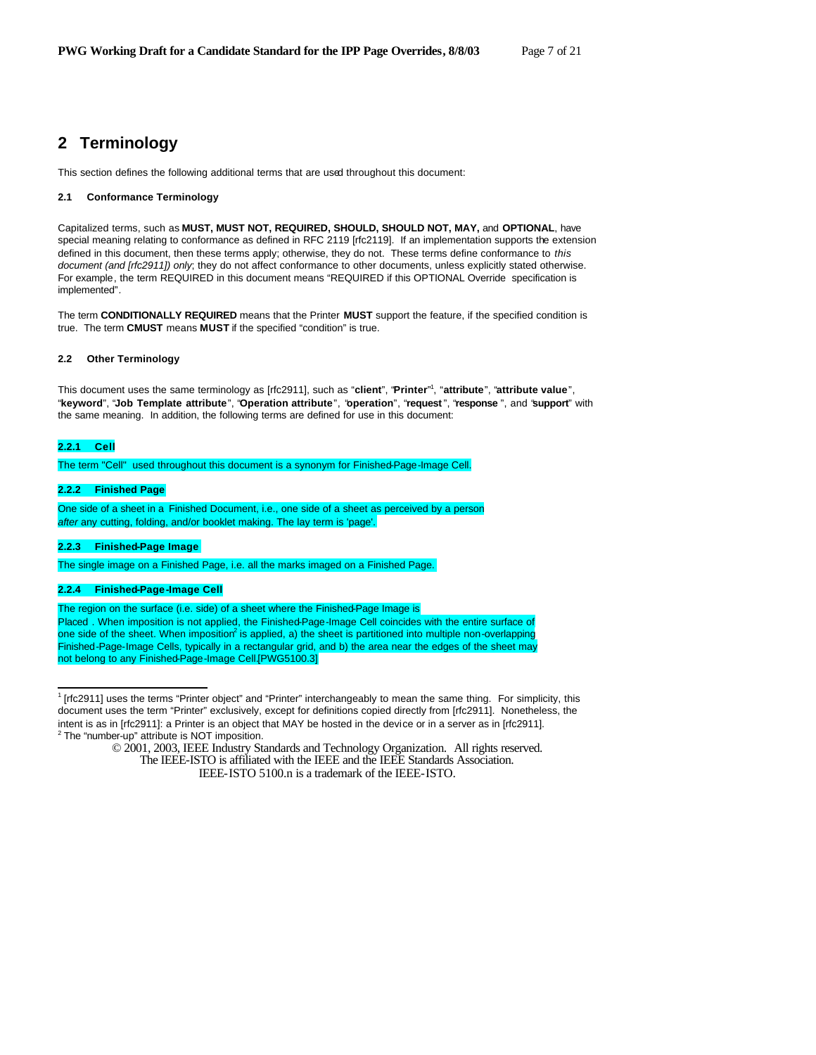# 2 Terminology

This section defines the following additional terms that are used throughout this document:

### 2.1 Conformance Terminology

Capitalized terms, such as **MUST, MUST NOT, REQUIRED, SHOULD, SHOULD NOT, MAY,** and **OPTIONAL**, have special meaning relating to conformance as defined in RFC 2119 [rfc2119]. If an implementation supports the extension defined in this document, then these terms apply; otherwise, they do not. These terms define conformance to *this document (and [rfc2911]) only*; they do not affect conformance to other documents, unless explicitly stated otherwise. For example, the term REQUIRED in this document means "REQUIRED if this OPTIONAL Override specification is implemented".

The term **CONDITIONALLY REQUIRED** means that the Printer **MUST** support the feature, if the specified condition is true. The term **CMUST** means **MUST** if the specified "condition" is true.

### 2.2 Other Terminology

This document uses the same terminology as [rfc2911], such as "**client**", "**Printer**"[1], "**attribute**", "**attribute value**", "**keyword**", "**Job Template attribute**", "**Operation attribute**", "**operation**", "**request**", "**response**", and "**support**" with the same meaning. In addition, the following terms are defined for use in this document:

#### 2.2.1 Cell

The term "Cell" used throughout this document is a synonym for Finished-Page-Image Cell.

#### 2.2.2 Finished Page

One side of a sheet in a Finished Document, i.e., one side of a sheet as perceived by a person *after* any cutting, folding, and/or booklet making. The lay term is 'page'.

#### 2.2.3 Finished-Page Image

The single image on a Finished Page, i.e. all the marks imaged on a Finished Page.

#### 2.2.4 Finished-Page-Image Cell

The region on the surface (i.e. side) of a sheet where the Finished-Page Image is Placed . When imposition is not applied, the Finished-Page-Image Cell coincides with the entire surface of one side of the sheet. When imposition[2] is applied, a) the sheet is partitioned into multiple non-overlapping Finished-Page-Image Cells, typically in a rectangular grid, and b) the area near the edges of the sheet may not belong to any Finished-Page-Image Cell.[PWG5100.3]

---

[1] [rfc2911] uses the terms "Printer object" and "Printer" interchangeably to mean the same thing. For simplicity, this document uses the term "Printer" exclusively, except for definitions copied directly from [rfc2911]. Nonetheless, the intent is as in [rfc2911]: a Printer is an object that MAY be hosted in the device or in a server as in [rfc2911].

[2] The "number-up" attribute is NOT imposition.

© 2001, 2003, IEEE Industry Standards and Technology Organization. All rights reserved.
The IEEE-ISTO is affiliated with the IEEE and the IEEE Standards Association.
IEEE-ISTO 5100.n is a trademark of the IEEE-ISTO.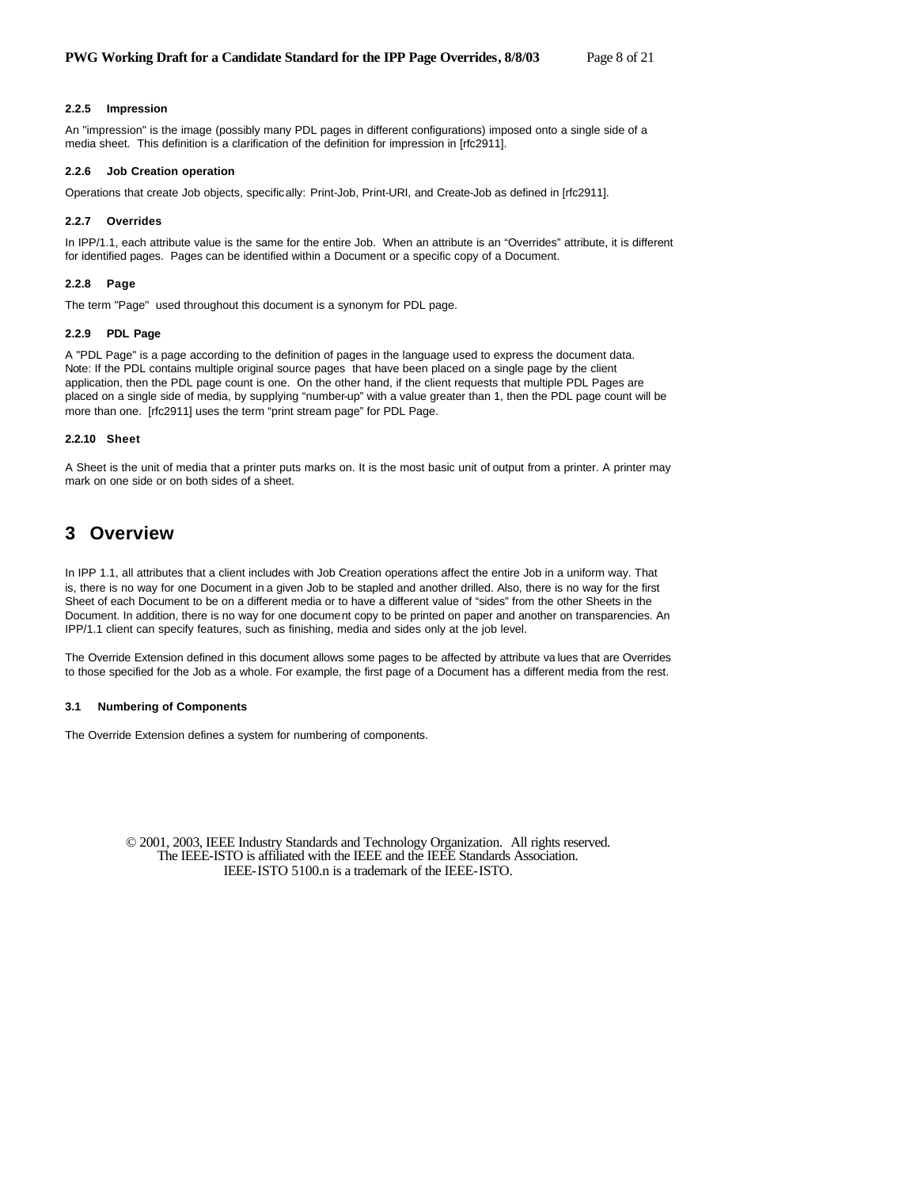#### 2.2.5 Impression

An "impression" is the image (possibly many PDL pages in different configurations) imposed onto a single side of a media sheet. This definition is a clarification of the definition for impression in [rfc2911].

#### 2.2.6 Job Creation operation

Operations that create Job objects, specifically: Print-Job, Print-URI, and Create-Job as defined in [rfc2911].

#### 2.2.7 Overrides

In IPP/1.1, each attribute value is the same for the entire Job. When an attribute is an "Overrides" attribute, it is different for identified pages. Pages can be identified within a Document or a specific copy of a Document.

#### 2.2.8 Page

The term "Page" used throughout this document is a synonym for PDL page.

#### 2.2.9 PDL Page

A "PDL Page" is a page according to the definition of pages in the language used to express the document data. Note: If the PDL contains multiple original source pages that have been placed on a single page by the client application, then the PDL page count is one. On the other hand, if the client requests that multiple PDL Pages are placed on a single side of media, by supplying "number-up" with a value greater than 1, then the PDL page count will be more than one. [rfc2911] uses the term "print stream page" for PDL Page.

#### 2.2.10 Sheet

A Sheet is the unit of media that a printer puts marks on. It is the most basic unit of output from a printer. A printer may mark on one side or on both sides of a sheet.

# 3 Overview

In IPP 1.1, all attributes that a client includes with Job Creation operations affect the entire Job in a uniform way. That is, there is no way for one Document in a given Job to be stapled and another drilled. Also, there is no way for the first Sheet of each Document to be on a different media or to have a different value of "sides" from the other Sheets in the Document. In addition, there is no way for one document copy to be printed on paper and another on transparencies. An IPP/1.1 client can specify features, such as finishing, media and sides only at the job level.

The Override Extension defined in this document allows some pages to be affected by attribute values that are Overrides to those specified for the Job as a whole. For example, the first page of a Document has a different media from the rest.

### 3.1 Numbering of Components

The Override Extension defines a system for numbering of components.

© 2001, 2003, IEEE Industry Standards and Technology Organization. All rights reserved.
The IEEE-ISTO is affiliated with the IEEE and the IEEE Standards Association.
IEEE-ISTO 5100.n is a trademark of the IEEE-ISTO.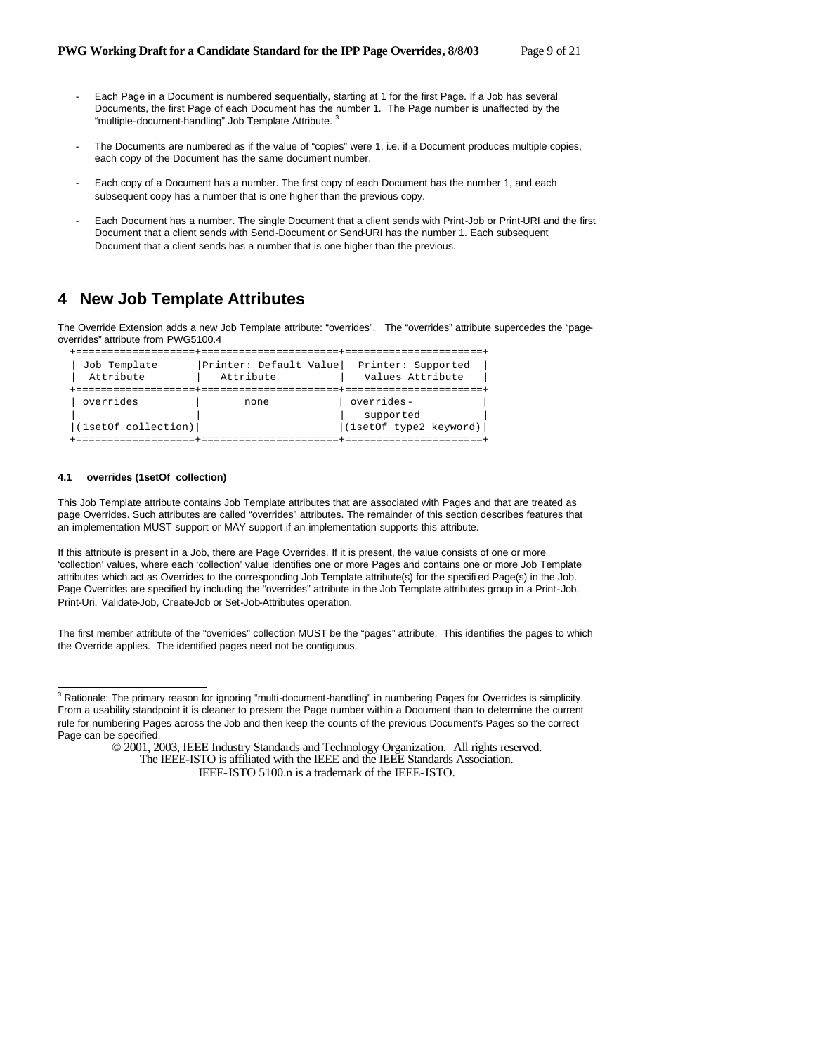- Each Page in a Document is numbered sequentially, starting at 1 for the first Page. If a Job has several Documents, the first Page of each Document has the number 1. The Page number is unaffected by the "multiple-document-handling" Job Template Attribute. [3]

- The Documents are numbered as if the value of "copies" were 1, i.e. if a Document produces multiple copies, each copy of the Document has the same document number.

- Each copy of a Document has a number. The first copy of each Document has the number 1, and each subsequent copy has a number that is one higher than the previous copy.

- Each Document has a number. The single Document that a client sends with Print-Job or Print-URI and the first Document that a client sends with Send-Document or Send-URI has the number 1. Each subsequent Document that a client sends has a number that is one higher than the previous.

# 4 New Job Template Attributes

The Override Extension adds a new Job Template attribute: "overrides". The "overrides" attribute supercedes the "page-overrides" attribute from PWG5100.4

| Job Template Attribute | Printer: Default Value Attribute | Printer: Supported Values Attribute |
|---|---|---|
| overrides (1setOf collection) | none | overrides-supported (1setOf type2 keyword) |

### 4.1 overrides (1setOf collection)

This Job Template attribute contains Job Template attributes that are associated with Pages and that are treated as page Overrides. Such attributes are called "overrides" attributes. The remainder of this section describes features that an implementation MUST support or MAY support if an implementation supports this attribute.

If this attribute is present in a Job, there are Page Overrides. If it is present, the value consists of one or more 'collection' values, where each 'collection' value identifies one or more Pages and contains one or more Job Template attributes which act as Overrides to the corresponding Job Template attribute(s) for the specified Page(s) in the Job. Page Overrides are specified by including the "overrides" attribute in the Job Template attributes group in a Print-Job, Print-Uri, Validate-Job, Create-Job or Set-Job-Attributes operation.

The first member attribute of the "overrides" collection MUST be the "pages" attribute. This identifies the pages to which the Override applies. The identified pages need not be contiguous.

[3] Rationale: The primary reason for ignoring "multi-document-handling" in numbering Pages for Overrides is simplicity. From a usability standpoint it is cleaner to present the Page number within a Document than to determine the current rule for numbering Pages across the Job and then keep the counts of the previous Document's Pages so the correct Page can be specified.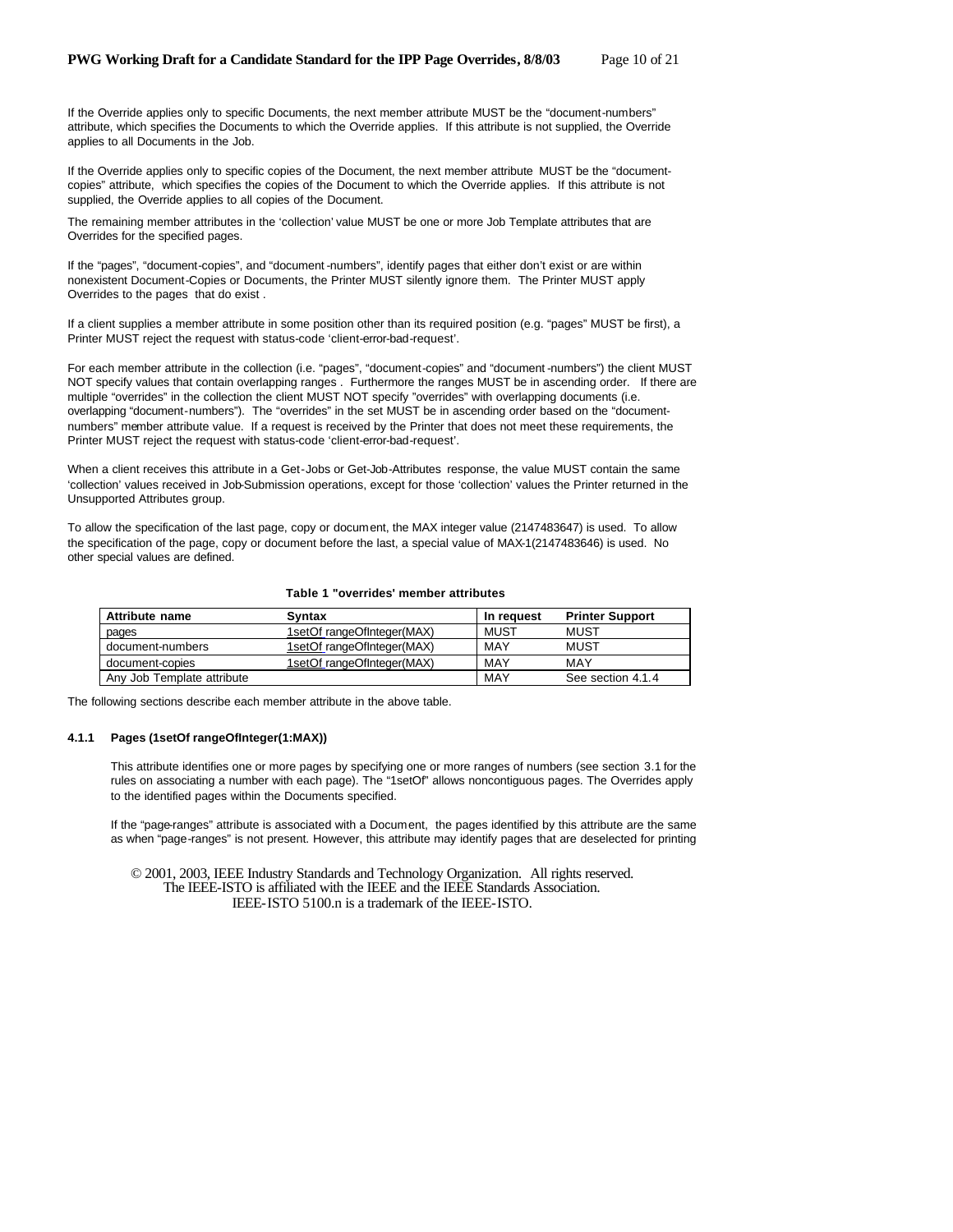If the Override applies only to specific Documents, the next member attribute MUST be the "document-numbers" attribute, which specifies the Documents to which the Override applies. If this attribute is not supplied, the Override applies to all Documents in the Job.

If the Override applies only to specific copies of the Document, the next member attribute MUST be the "document-copies" attribute, which specifies the copies of the Document to which the Override applies. If this attribute is not supplied, the Override applies to all copies of the Document.

The remaining member attributes in the 'collection' value MUST be one or more Job Template attributes that are Overrides for the specified pages.

If the "pages", "document-copies", and "document-numbers", identify pages that either don't exist or are within nonexistent Document-Copies or Documents, the Printer MUST silently ignore them. The Printer MUST apply Overrides to the pages that do exist .

If a client supplies a member attribute in some position other than its required position (e.g. "pages" MUST be first), a Printer MUST reject the request with status-code 'client-error-bad-request'.

For each member attribute in the collection (i.e. "pages", "document-copies" and "document-numbers") the client MUST NOT specify values that contain overlapping ranges . Furthermore the ranges MUST be in ascending order. If there are multiple "overrides" in the collection the client MUST NOT specify "overrides" with overlapping documents (i.e. overlapping "document-numbers"). The "overrides" in the set MUST be in ascending order based on the "document-numbers" member attribute value. If a request is received by the Printer that does not meet these requirements, the Printer MUST reject the request with status-code 'client-error-bad-request'.

When a client receives this attribute in a Get-Jobs or Get-Job-Attributes response, the value MUST contain the same 'collection' values received in Job-Submission operations, except for those 'collection' values the Printer returned in the Unsupported Attributes group.

To allow the specification of the last page, copy or document, the MAX integer value (2147483647) is used. To allow the specification of the page, copy or document before the last, a special value of MAX-1(2147483646) is used. No other special values are defined.

**Table 1 "overrides' member attributes**

| Attribute name | Syntax | In request | Printer Support |
|---|---|---|---|
| pages | 1setOf rangeOfInteger(MAX) | MUST | MUST |
| document-numbers | 1setOf rangeOfInteger(MAX) | MAY | MUST |
| document-copies | 1setOf rangeOfInteger(MAX) | MAY | MAY |
| Any Job Template attribute | | MAY | See section 4.1.4 |

The following sections describe each member attribute in the above table.

#### 4.1.1 Pages (1setOf rangeOfInteger(1:MAX))

This attribute identifies one or more pages by specifying one or more ranges of numbers (see section 3.1 for the rules on associating a number with each page). The "1setOf" allows noncontiguous pages. The Overrides apply to the identified pages within the Documents specified.

If the "page-ranges" attribute is associated with a Document, the pages identified by this attribute are the same as when "page-ranges" is not present. However, this attribute may identify pages that are deselected for printing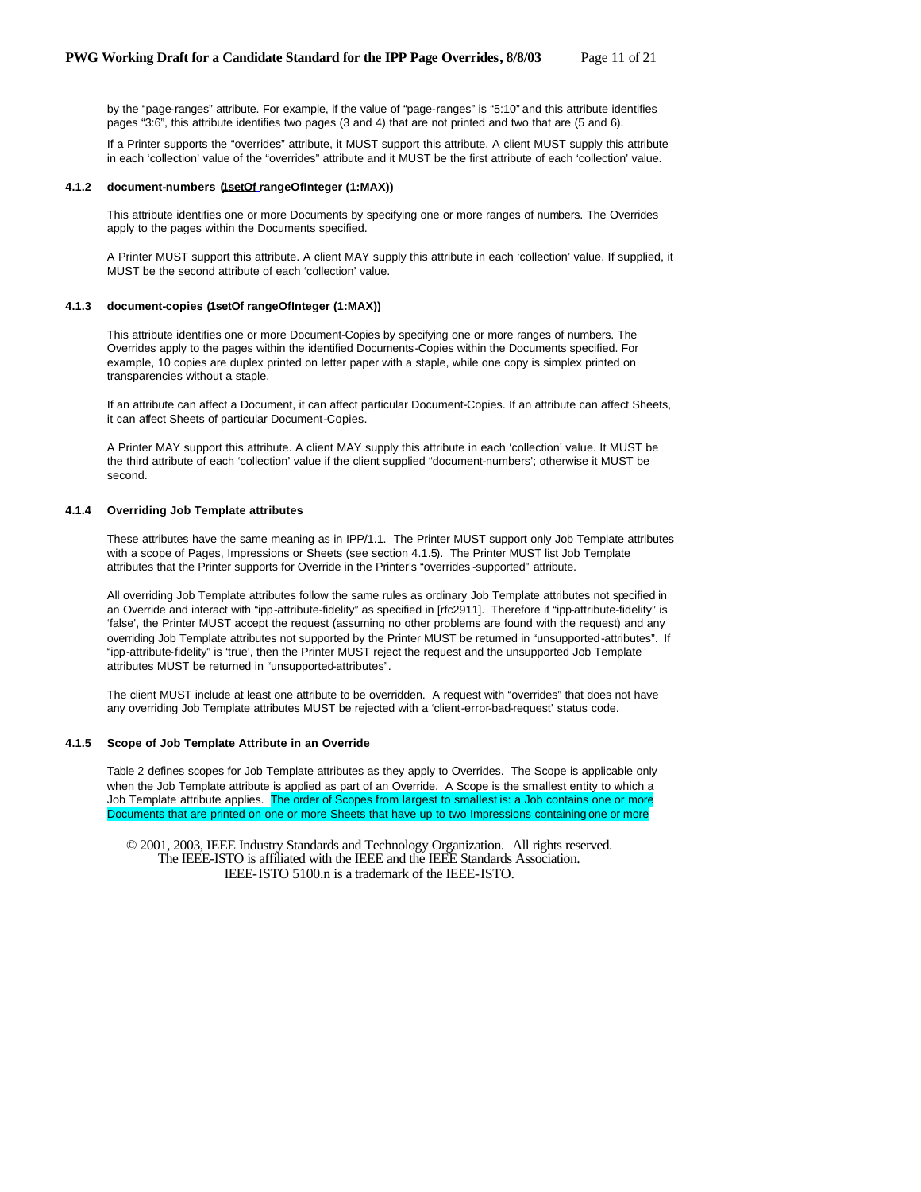by the "page-ranges" attribute. For example, if the value of "page-ranges" is "5:10" and this attribute identifies pages "3:6", this attribute identifies two pages (3 and 4) that are not printed and two that are (5 and 6).

If a Printer supports the "overrides" attribute, it MUST support this attribute. A client MUST supply this attribute in each 'collection' value of the "overrides" attribute and it MUST be the first attribute of each 'collection' value.

#### 4.1.2 document-numbers (1setOf rangeOfInteger (1:MAX))

This attribute identifies one or more Documents by specifying one or more ranges of numbers. The Overrides apply to the pages within the Documents specified.

A Printer MUST support this attribute. A client MAY supply this attribute in each 'collection' value. If supplied, it MUST be the second attribute of each 'collection' value.

#### 4.1.3 document-copies (1setOf rangeOfInteger (1:MAX))

This attribute identifies one or more Document-Copies by specifying one or more ranges of numbers. The Overrides apply to the pages within the identified Documents-Copies within the Documents specified. For example, 10 copies are duplex printed on letter paper with a staple, while one copy is simplex printed on transparencies without a staple.

If an attribute can affect a Document, it can affect particular Document-Copies. If an attribute can affect Sheets, it can affect Sheets of particular Document-Copies.

A Printer MAY support this attribute. A client MAY supply this attribute in each 'collection' value. It MUST be the third attribute of each 'collection' value if the client supplied "document-numbers'; otherwise it MUST be second.

#### 4.1.4 Overriding Job Template attributes

These attributes have the same meaning as in IPP/1.1. The Printer MUST support only Job Template attributes with a scope of Pages, Impressions or Sheets (see section 4.1.5). The Printer MUST list Job Template attributes that the Printer supports for Override in the Printer's "overrides-supported" attribute.

All overriding Job Template attributes follow the same rules as ordinary Job Template attributes not specified in an Override and interact with "ipp-attribute-fidelity" as specified in [rfc2911]. Therefore if "ipp-attribute-fidelity" is 'false', the Printer MUST accept the request (assuming no other problems are found with the request) and any overriding Job Template attributes not supported by the Printer MUST be returned in "unsupported-attributes". If "ipp-attribute-fidelity" is 'true', then the Printer MUST reject the request and the unsupported Job Template attributes MUST be returned in "unsupported-attributes".

The client MUST include at least one attribute to be overridden. A request with "overrides" that does not have any overriding Job Template attributes MUST be rejected with a 'client-error-bad-request' status code.

#### 4.1.5 Scope of Job Template Attribute in an Override

Table 2 defines scopes for Job Template attributes as they apply to Overrides. The Scope is applicable only when the Job Template attribute is applied as part of an Override. A Scope is the smallest entity to which a Job Template attribute applies. The order of Scopes from largest to smallest is: a Job contains one or more Documents that are printed on one or more Sheets that have up to two Impressions containing one or more

© 2001, 2003, IEEE Industry Standards and Technology Organization. All rights reserved.
The IEEE-ISTO is affiliated with the IEEE and the IEEE Standards Association.
IEEE-ISTO 5100.n is a trademark of the IEEE-ISTO.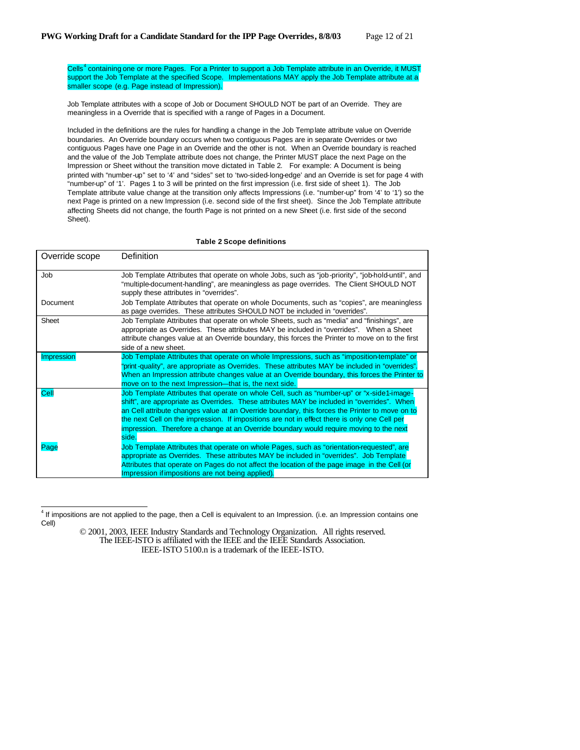Cells[4] containing one or more Pages. For a Printer to support a Job Template attribute in an Override, it MUST support the Job Template at the specified Scope. Implementations MAY apply the Job Template attribute at a smaller scope (e.g. Page instead of Impression).

Job Template attributes with a scope of Job or Document SHOULD NOT be part of an Override. They are meaningless in a Override that is specified with a range of Pages in a Document.

Included in the definitions are the rules for handling a change in the Job Template attribute value on Override boundaries. An Override boundary occurs when two contiguous Pages are in separate Overrides or two contiguous Pages have one Page in an Override and the other is not. When an Override boundary is reached and the value of the Job Template attribute does not change, the Printer MUST place the next Page on the Impression or Sheet without the transition move dictated in Table 2. For example: A Document is being printed with "number-up" set to '4' and "sides" set to 'two-sided-long-edge' and an Override is set for page 4 with "number-up" of '1'. Pages 1 to 3 will be printed on the first impression (i.e. first side of sheet 1). The Job Template attribute value change at the transition only affects Impressions (i.e. "number-up" from '4' to '1') so the next Page is printed on a new Impression (i.e. second side of the first sheet). Since the Job Template attribute affecting Sheets did not change, the fourth Page is not printed on a new Sheet (i.e. first side of the second Sheet).

**Table 2 Scope definitions**

| Override scope | Definition |
|---|---|
| Job | Job Template Attributes that operate on whole Jobs, such as "job-priority", "job-hold-until", and "multiple-document-handling", are meaningless as page overrides. The Client SHOULD NOT supply these attributes in "overrides". |
| Document | Job Template Attributes that operate on whole Documents, such as "copies", are meaningless as page overrides. These attributes SHOULD NOT be included in "overrides". |
| Sheet | Job Template Attributes that operate on whole Sheets, such as "media" and "finishings", are appropriate as Overrides. These attributes MAY be included in "overrides". When a Sheet attribute changes value at an Override boundary, this forces the Printer to move on to the first side of a new sheet. |
| Impression | Job Template Attributes that operate on whole Impressions, such as "imposition-template" or "print-quality", are appropriate as Overrides. These attributes MAY be included in "overrides". When an Impression attribute changes value at an Override boundary, this forces the Printer to move on to the next Impression—that is, the next side. |
| Cell | Job Template Attributes that operate on whole Cell, such as "number-up" or "x-side1-image-shift", are appropriate as Overrides. These attributes MAY be included in "overrides". When an Cell attribute changes value at an Override boundary, this forces the Printer to move on to the next Cell on the impression. If impositions are not in effect there is only one Cell per impression. Therefore a change at an Override boundary would require moving to the next side. |
| Page | Job Template Attributes that operate on whole Pages, such as "orientation-requested", are appropriate as Overrides. These attributes MAY be included in "overrides". Job Template Attributes that operate on Pages do not affect the location of the page image in the Cell (or Impression if impositions are not being applied). |

[4] If impositions are not applied to the page, then a Cell is equivalent to an Impression. (i.e. an Impression contains one Cell)

© 2001, 2003, IEEE Industry Standards and Technology Organization. All rights reserved.
The IEEE-ISTO is affiliated with the IEEE and the IEEE Standards Association.
IEEE-ISTO 5100.n is a trademark of the IEEE-ISTO.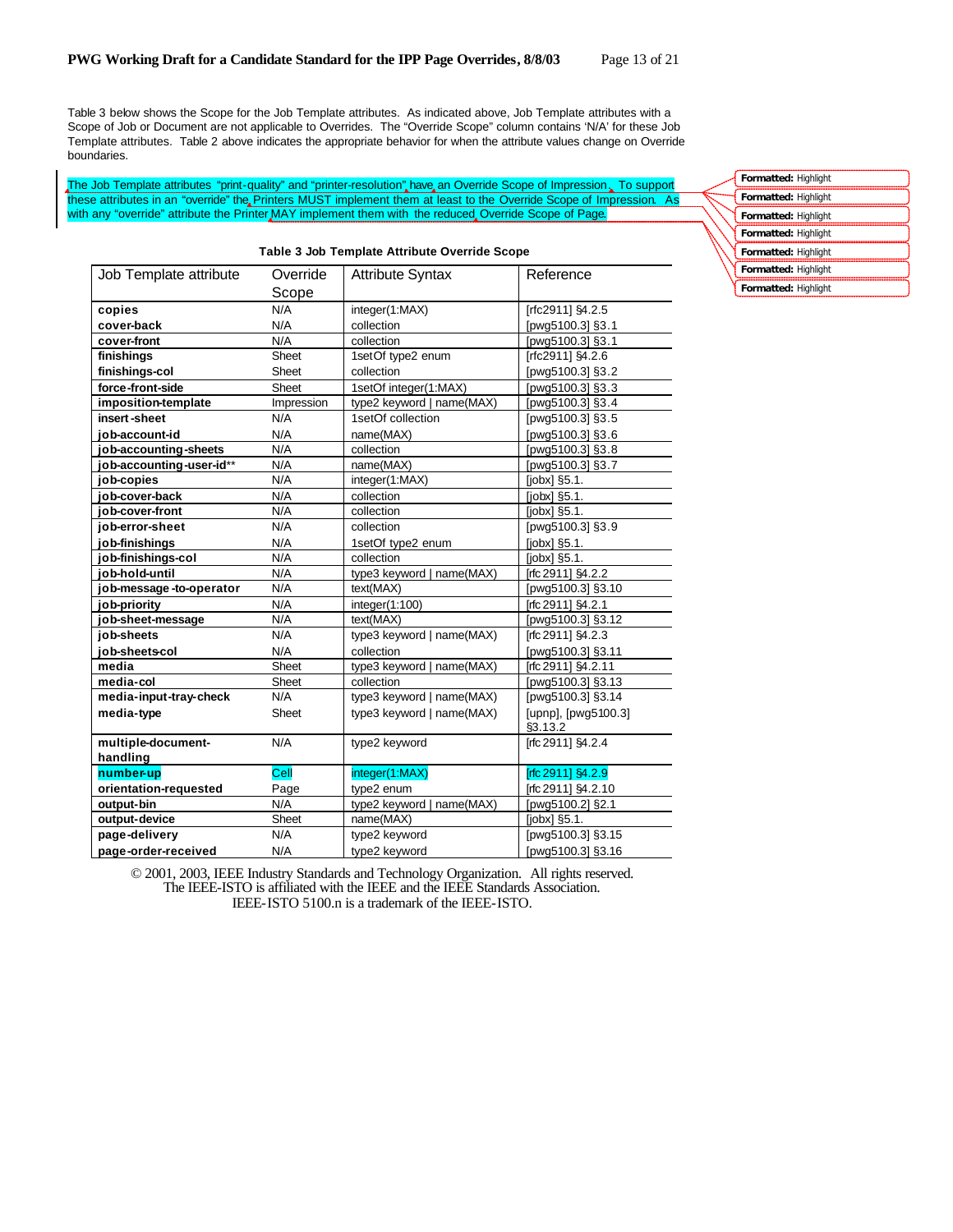Table 3 below shows the Scope for the Job Template attributes. As indicated above, Job Template attributes with a Scope of Job or Document are not applicable to Overrides. The "Override Scope" column contains 'N/A' for these Job Template attributes. Table 2 above indicates the appropriate behavior for when the attribute values change on Override boundaries.

The Job Template attributes "print-quality" and "printer-resolution" have an Override Scope of Impression. To support these attributes in an "override" the Printers MUST implement them at least to the Override Scope of Impression. As with any "override" attribute the Printer MAY implement them with the reduced Override Scope of Page.

**Table 3 Job Template Attribute Override Scope**

| Job Template attribute | Override Scope | Attribute Syntax | Reference |
|---|---|---|---|
| **copies** | N/A | integer(1:MAX) | [rfc2911] §4.2.5 |
| **cover-back** | N/A | collection | [pwg5100.3] §3.1 |
| **cover-front** | N/A | collection | [pwg5100.3] §3.1 |
| **finishings** | Sheet | 1setOf type2 enum | [rfc2911] §4.2.6 |
| **finishings-col** | Sheet | collection | [pwg5100.3] §3.2 |
| **force-front-side** | Sheet | 1setOf integer(1:MAX) | [pwg5100.3] §3.3 |
| **imposition-template** | Impression | type2 keyword \| name(MAX) | [pwg5100.3] §3.4 |
| **insert-sheet** | N/A | 1setOf collection | [pwg5100.3] §3.5 |
| **job-account-id** | N/A | name(MAX) | [pwg5100.3] §3.6 |
| **job-accounting-sheets** | N/A | collection | [pwg5100.3] §3.8 |
| **job-accounting-user-id**** | N/A | name(MAX) | [pwg5100.3] §3.7 |
| **job-copies** | N/A | integer(1:MAX) | [jobx] §5.1. |
| **job-cover-back** | N/A | collection | [jobx] §5.1. |
| **job-cover-front** | N/A | collection | [jobx] §5.1. |
| **job-error-sheet** | N/A | collection | [pwg5100.3] §3.9 |
| **job-finishings** | N/A | 1setOf type2 enum | [jobx] §5.1. |
| **job-finishings-col** | N/A | collection | [jobx] §5.1. |
| **job-hold-until** | N/A | type3 keyword \| name(MAX) | [rfc 2911] §4.2.2 |
| **job-message-to-operator** | N/A | text(MAX) | [pwg5100.3] §3.10 |
| **job-priority** | N/A | integer(1:100) | [rfc 2911] §4.2.1 |
| **job-sheet-message** | N/A | text(MAX) | [pwg5100.3] §3.12 |
| **job-sheets** | N/A | type3 keyword \| name(MAX) | [rfc 2911] §4.2.3 |
| **job-sheets-col** | N/A | collection | [pwg5100.3] §3.11 |
| **media** | Sheet | type3 keyword \| name(MAX) | [rfc 2911] §4.2.11 |
| **media-col** | Sheet | collection | [pwg5100.3] §3.13 |
| **media-input-tray-check** | N/A | type3 keyword \| name(MAX) | [pwg5100.3] §3.14 |
| **media-type** | Sheet | type3 keyword \| name(MAX) | [upnp], [pwg5100.3] §3.13.2 |
| **multiple-document-handling** | N/A | type2 keyword | [rfc 2911] §4.2.4 |
| **number-up** | Cell | integer(1:MAX) | [rfc 2911] §4.2.9 |
| **orientation-requested** | Page | type2 enum | [rfc 2911] §4.2.10 |
| **output-bin** | N/A | type2 keyword \| name(MAX) | [pwg5100.2] §2.1 |
| **output-device** | Sheet | name(MAX) | [jobx] §5.1. |
| **page-delivery** | N/A | type2 keyword | [pwg5100.3] §3.15 |
| **page-order-received** | N/A | type2 keyword | [pwg5100.3] §3.16 |

© 2001, 2003, IEEE Industry Standards and Technology Organization. All rights reserved.
The IEEE-ISTO is affiliated with the IEEE and the IEEE Standards Association.
IEEE-ISTO 5100.n is a trademark of the IEEE-ISTO.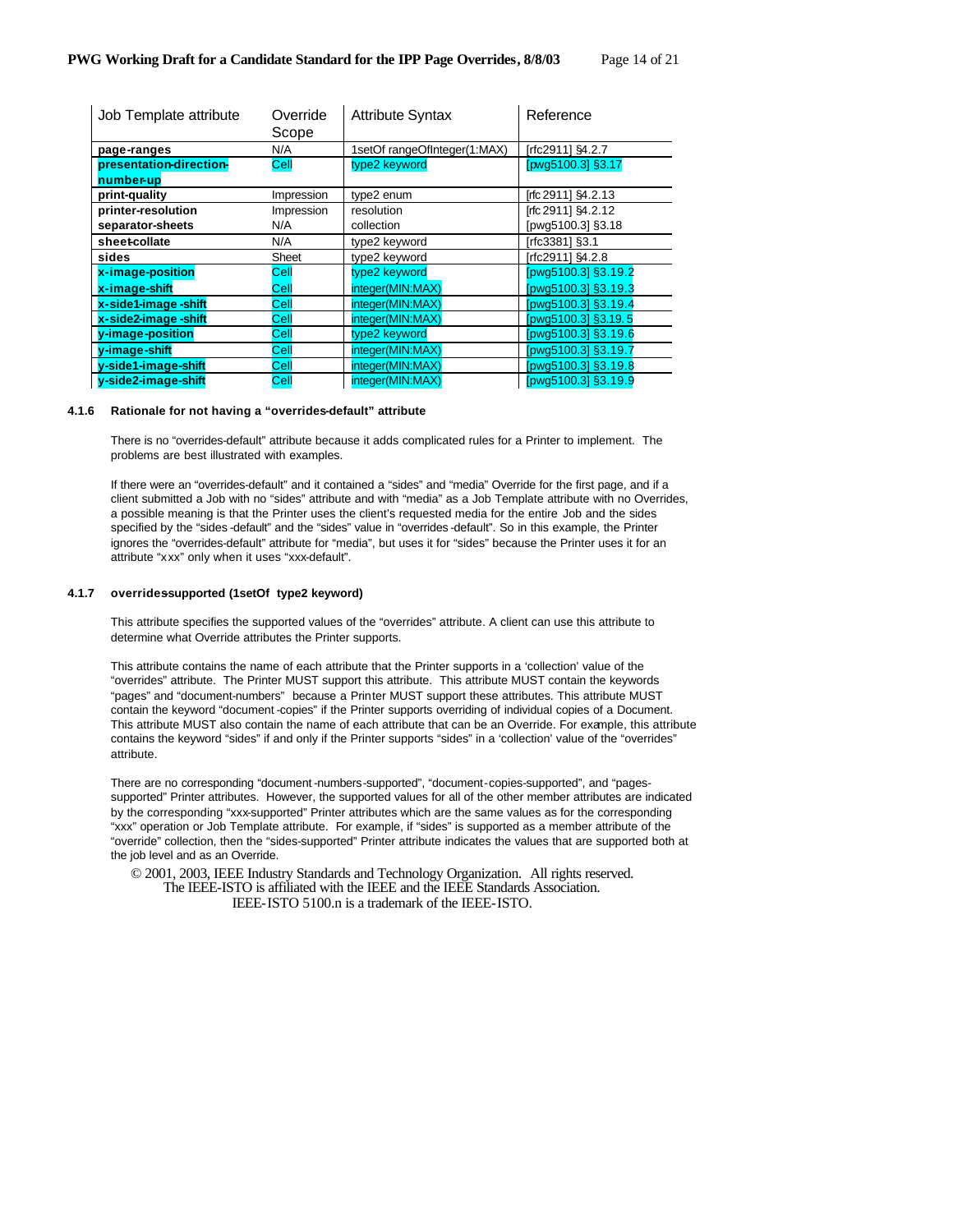| Job Template attribute | Override Scope | Attribute Syntax | Reference |
|---|---|---|---|
| **page-ranges** | N/A | 1setOf rangeOfInteger(1:MAX) | [rfc2911] §4.2.7 |
| **presentation-direction-number-up** | Cell | type2 keyword | [pwg5100.3] §3.17 |
| **print-quality** | Impression | type2 enum | [rfc 2911] §4.2.13 |
| **printer-resolution** | Impression | resolution | [rfc 2911] §4.2.12 |
| **separator-sheets** | N/A | collection | [pwg5100.3] §3.18 |
| **sheet-collate** | N/A | type2 keyword | [rfc3381] §3.1 |
| **sides** | Sheet | type2 keyword | [rfc2911] §4.2.8 |
| **x-image-position** | Cell | type2 keyword | [pwg5100.3] §3.19.2 |
| **x-image-shift** | Cell | integer(MIN:MAX) | [pwg5100.3] §3.19.3 |
| **x-side1-image -shift** | Cell | integer(MIN:MAX) | [pwg5100.3] §3.19.4 |
| **x-side2-image -shift** | Cell | integer(MIN:MAX) | [pwg5100.3] §3.19.5 |
| **y-image-position** | Cell | type2 keyword | [pwg5100.3] §3.19.6 |
| **y-image-shift** | Cell | integer(MIN:MAX) | [pwg5100.3] §3.19.7 |
| **y-side1-image-shift** | Cell | integer(MIN:MAX) | [pwg5100.3] §3.19.8 |
| **y-side2-image-shift** | Cell | integer(MIN:MAX) | [pwg5100.3] §3.19.9 |

#### 4.1.6 Rationale for not having a "overrides-default" attribute

There is no "overrides-default" attribute because it adds complicated rules for a Printer to implement. The problems are best illustrated with examples.

If there were an "overrides-default" and it contained a "sides" and "media" Override for the first page, and if a client submitted a Job with no "sides" attribute and with "media" as a Job Template attribute with no Overrides, a possible meaning is that the Printer uses the client's requested media for the entire Job and the sides specified by the "sides-default" and the "sides" value in "overrides-default". So in this example, the Printer ignores the "overrides-default" attribute for "media", but uses it for "sides" because the Printer uses it for an attribute "xxx" only when it uses "xxx-default".

#### 4.1.7 overrides-supported (1setOf type2 keyword)

This attribute specifies the supported values of the "overrides" attribute. A client can use this attribute to determine what Override attributes the Printer supports.

This attribute contains the name of each attribute that the Printer supports in a 'collection' value of the "overrides" attribute. The Printer MUST support this attribute. This attribute MUST contain the keywords "pages" and "document-numbers" because a Printer MUST support these attributes. This attribute MUST contain the keyword "document-copies" if the Printer supports overriding of individual copies of a Document. This attribute MUST also contain the name of each attribute that can be an Override. For example, this attribute contains the keyword "sides" if and only if the Printer supports "sides" in a 'collection' value of the "overrides" attribute.

There are no corresponding "document-numbers-supported", "document-copies-supported", and "pages-supported" Printer attributes. However, the supported values for all of the other member attributes are indicated by the corresponding "xxx-supported" Printer attributes which are the same values as for the corresponding "xxx" operation or Job Template attribute. For example, if "sides" is supported as a member attribute of the "override" collection, then the "sides-supported" Printer attribute indicates the values that are supported both at the job level and as an Override.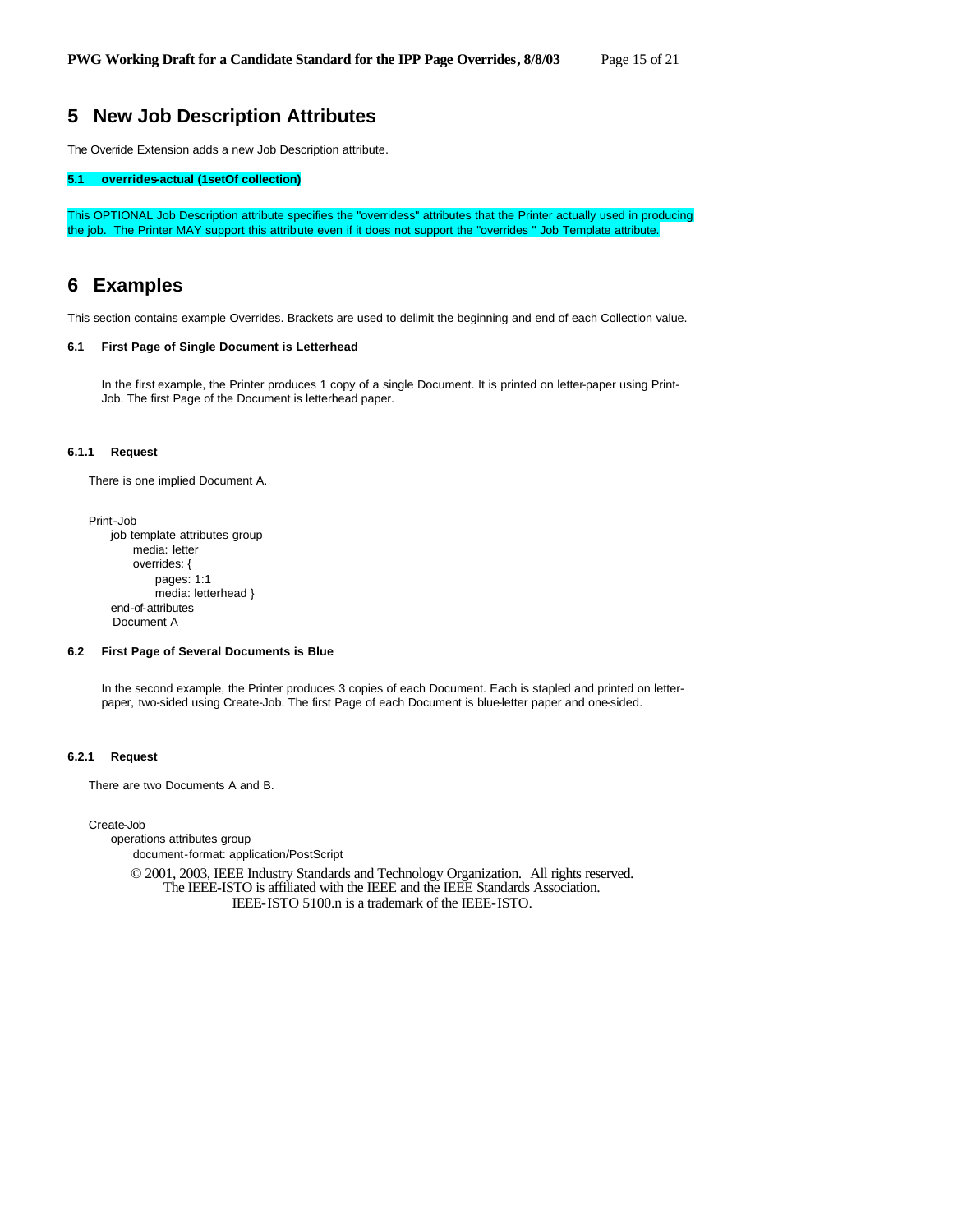# 5 New Job Description Attributes

The Override Extension adds a new Job Description attribute.

### 5.1 overrides-actual (1setOf collection)

This OPTIONAL Job Description attribute specifies the "overridess" attributes that the Printer actually used in producing the job. The Printer MAY support this attribute even if it does not support the "overrides " Job Template attribute.

# 6 Examples

This section contains example Overrides. Brackets are used to delimit the beginning and end of each Collection value.

### 6.1 First Page of Single Document is Letterhead

In the first example, the Printer produces 1 copy of a single Document. It is printed on letter-paper using Print-Job. The first Page of the Document is letterhead paper.

#### 6.1.1 Request

There is one implied Document A.

```
Print-Job
     job template attributes group
          media: letter
          overrides: {
               pages: 1:1
               media: letterhead }
     end-of-attributes
      Document A
```

### 6.2 First Page of Several Documents is Blue

In the second example, the Printer produces 3 copies of each Document. Each is stapled and printed on letter-paper, two-sided using Create-Job. The first Page of each Document is blue-letter paper and one-sided.

#### 6.2.1 Request

There are two Documents A and B.

```
Create-Job
     operations attributes group
          document-format: application/PostScript
```

© 2001, 2003, IEEE Industry Standards and Technology Organization. All rights reserved.
The IEEE-ISTO is affiliated with the IEEE and the IEEE Standards Association.
IEEE-ISTO 5100.n is a trademark of the IEEE-ISTO.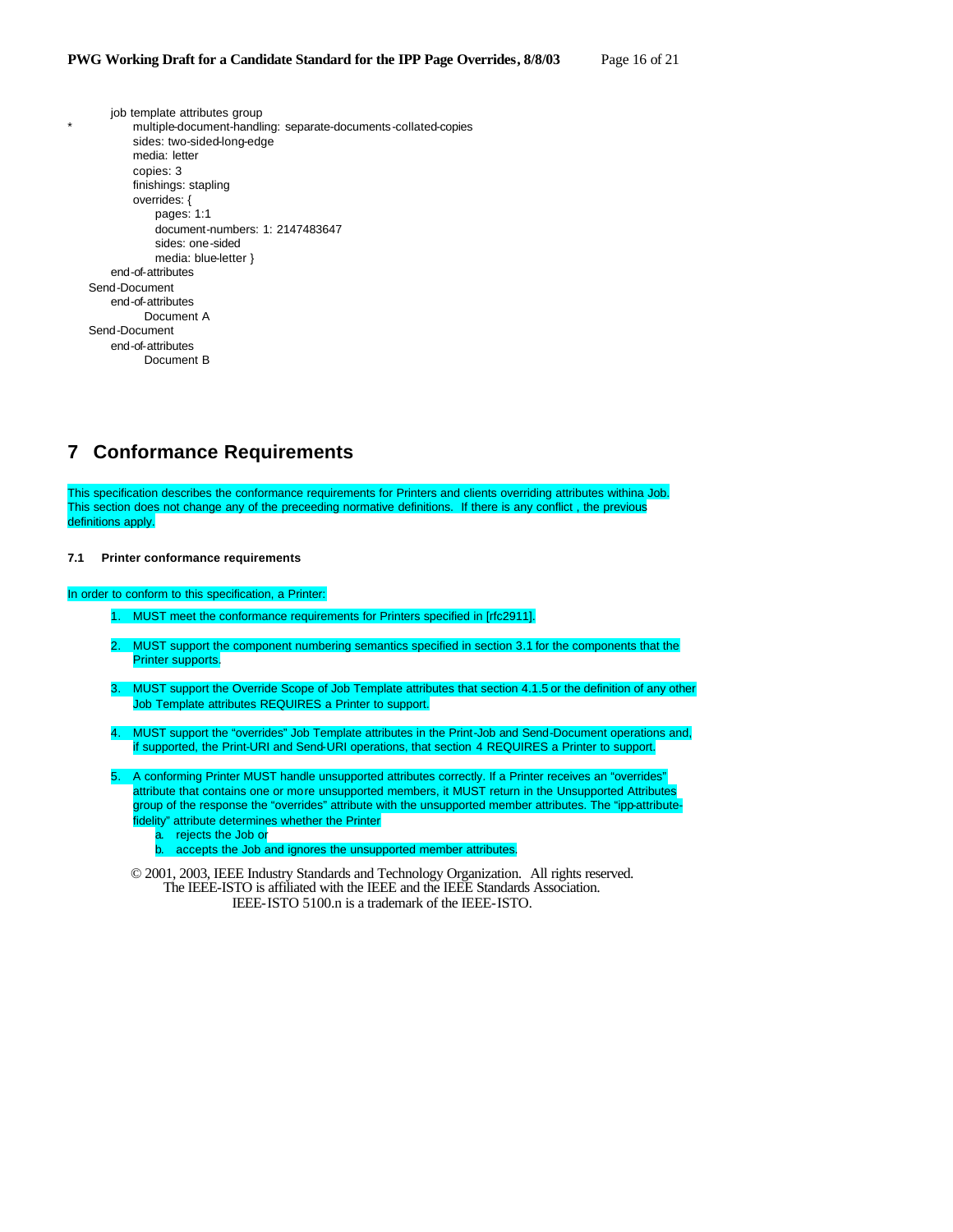```
        job template attributes group
*             multiple-document-handling: separate-documents-collated-copies
              sides: two-sided-long-edge
              media: letter
              copies: 3
              finishings: stapling
              overrides: {
                   pages: 1:1
                   document-numbers: 1: 2147483647
                   sides: one-sided
                   media: blue-letter }
        end-of-attributes
    Send-Document
        end-of-attributes
              Document A
    Send-Document
        end-of-attributes
              Document B
```

# 7 Conformance Requirements

This specification describes the conformance requirements for Printers and clients overriding attributes withina Job. This section does not change any of the preceeding normative definitions. If there is any conflict , the previous definitions apply.

### 7.1 Printer conformance requirements

In order to conform to this specification, a Printer:

1. MUST meet the conformance requirements for Printers specified in [rfc2911].
2. MUST support the component numbering semantics specified in section 3.1 for the components that the Printer supports.
3. MUST support the Override Scope of Job Template attributes that section 4.1.5 or the definition of any other Job Template attributes REQUIRES a Printer to support.
4. MUST support the "overrides" Job Template attributes in the Print-Job and Send-Document operations and, if supported, the Print-URI and Send-URI operations, that section 4 REQUIRES a Printer to support.
5. A conforming Printer MUST handle unsupported attributes correctly. If a Printer receives an "overrides" attribute that contains one or more unsupported members, it MUST return in the Unsupported Attributes group of the response the "overrides" attribute with the unsupported member attributes. The "ipp-attribute-fidelity" attribute determines whether the Printer
   a. rejects the Job or
   b. accepts the Job and ignores the unsupported member attributes.

© 2001, 2003, IEEE Industry Standards and Technology Organization. All rights reserved.
The IEEE-ISTO is affiliated with the IEEE and the IEEE Standards Association.
IEEE-ISTO 5100.n is a trademark of the IEEE-ISTO.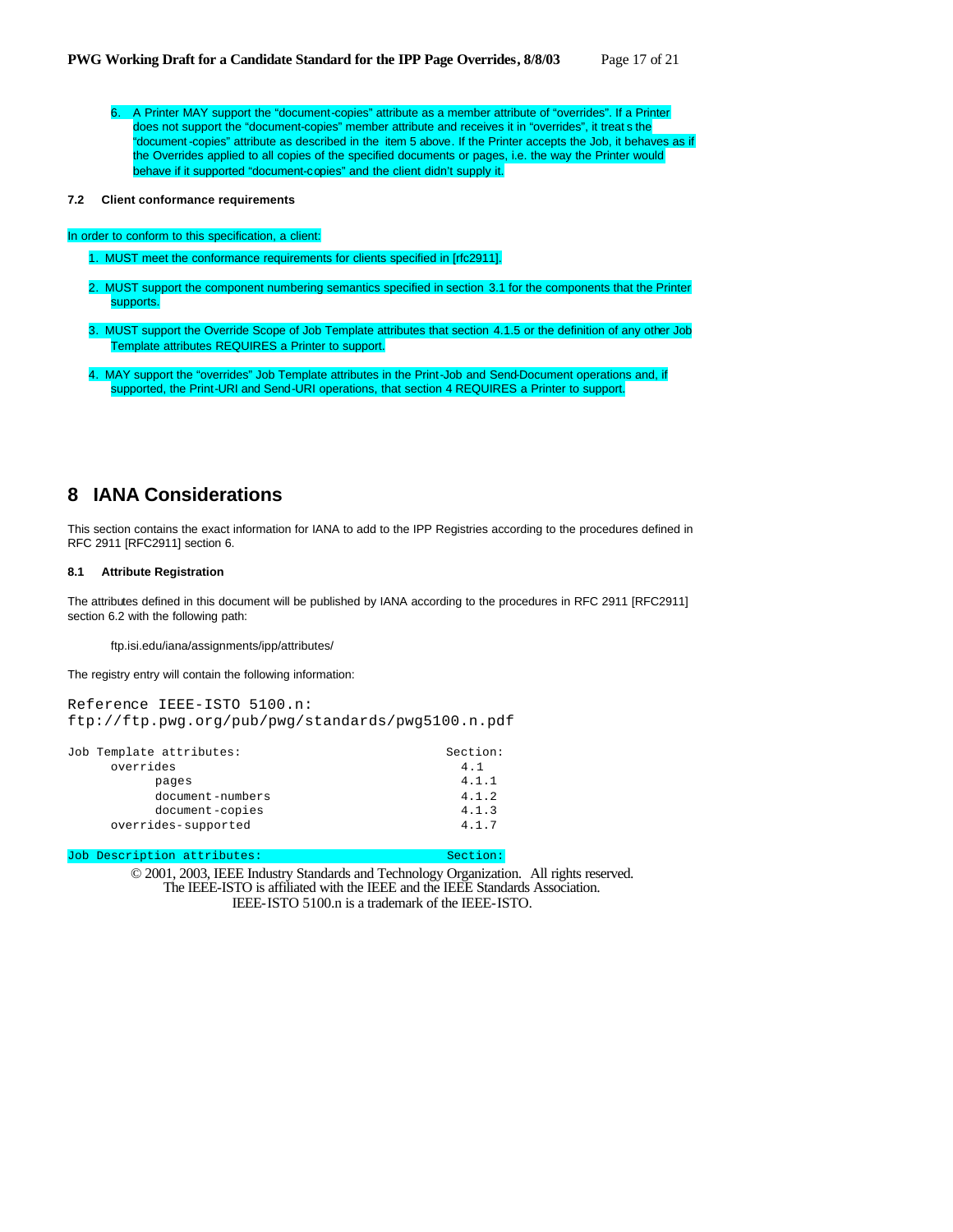6. A Printer MAY support the "document-copies" attribute as a member attribute of "overrides". If a Printer does not support the "document-copies" member attribute and receives it in "overrides", it treats the "document-copies" attribute as described in the item 5 above. If the Printer accepts the Job, it behaves as if the Overrides applied to all copies of the specified documents or pages, i.e. the way the Printer would behave if it supported "document-copies" and the client didn't supply it.

### 7.2 Client conformance requirements

In order to conform to this specification, a client:

1. MUST meet the conformance requirements for clients specified in [rfc2911].
2. MUST support the component numbering semantics specified in section 3.1 for the components that the Printer supports.
3. MUST support the Override Scope of Job Template attributes that section 4.1.5 or the definition of any other Job Template attributes REQUIRES a Printer to support.
4. MAY support the "overrides" Job Template attributes in the Print-Job and Send-Document operations and, if supported, the Print-URI and Send-URI operations, that section 4 REQUIRES a Printer to support.

# 8 IANA Considerations

This section contains the exact information for IANA to add to the IPP Registries according to the procedures defined in RFC 2911 [RFC2911] section 6.

### 8.1 Attribute Registration

The attributes defined in this document will be published by IANA according to the procedures in RFC 2911 [RFC2911] section 6.2 with the following path:

ftp.isi.edu/iana/assignments/ipp/attributes/

The registry entry will contain the following information:

```
Reference IEEE-ISTO 5100.n:
ftp://ftp.pwg.org/pub/pwg/standards/pwg5100.n.pdf

Job Template attributes:                             Section:
      overrides                                        4.1
            pages                                      4.1.1
            document-numbers                           4.1.2
            document-copies                            4.1.3
      overrides-supported                              4.1.7

Job Description attributes:                          Section:
```

© 2001, 2003, IEEE Industry Standards and Technology Organization. All rights reserved.
The IEEE-ISTO is affiliated with the IEEE and the IEEE Standards Association.
IEEE-ISTO 5100.n is a trademark of the IEEE-ISTO.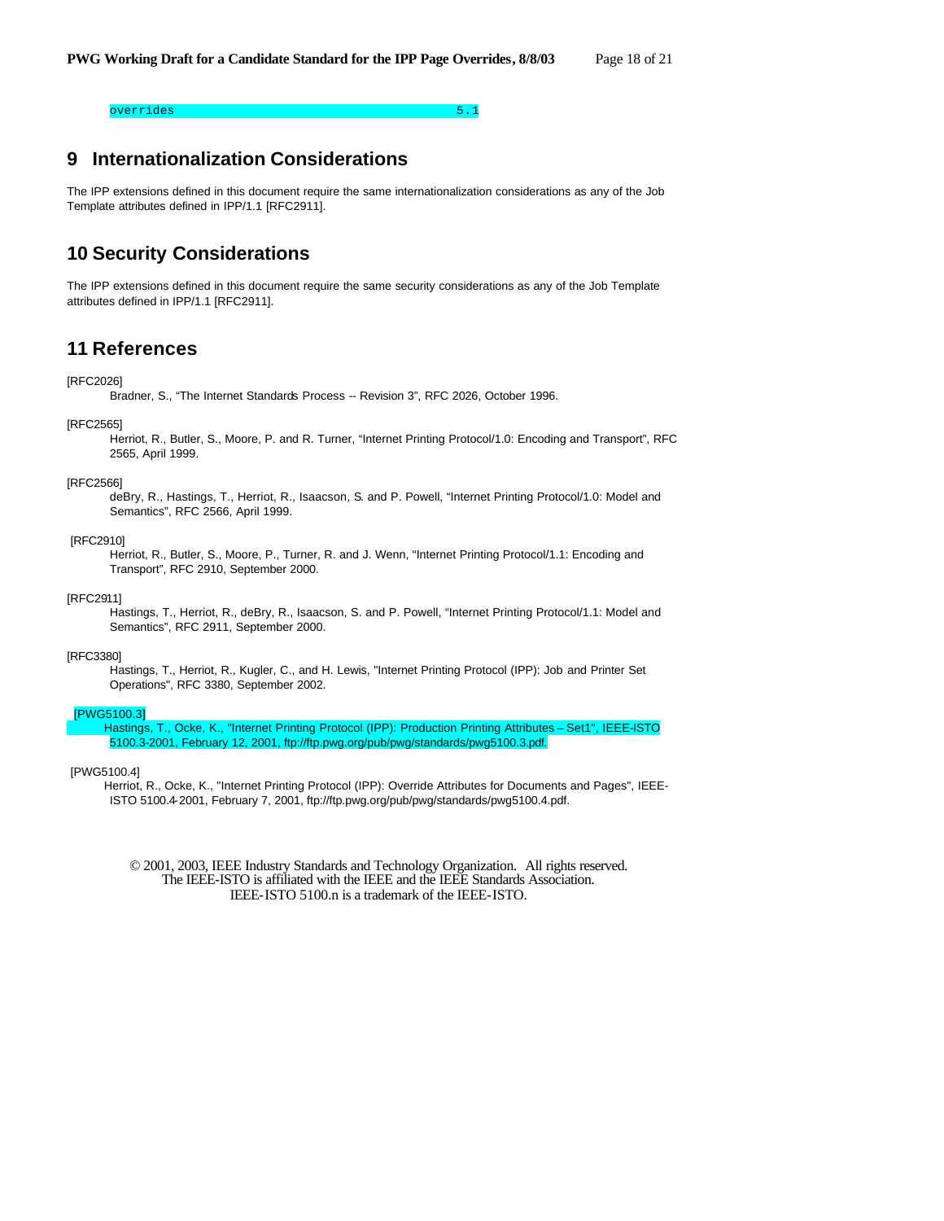```
overrides                                          5.1
```

# 9 Internationalization Considerations

The IPP extensions defined in this document require the same internationalization considerations as any of the Job Template attributes defined in IPP/1.1 [RFC2911].

# 10 Security Considerations

The IPP extensions defined in this document require the same security considerations as any of the Job Template attributes defined in IPP/1.1 [RFC2911].

# 11 References

[RFC2026]
Bradner, S., "The Internet Standards Process -- Revision 3", RFC 2026, October 1996.

[RFC2565]
Herriot, R., Butler, S., Moore, P. and R. Turner, "Internet Printing Protocol/1.0: Encoding and Transport", RFC 2565, April 1999.

[RFC2566]
deBry, R., Hastings, T., Herriot, R., Isaacson, S. and P. Powell, "Internet Printing Protocol/1.0: Model and Semantics", RFC 2566, April 1999.

[RFC2910]
Herriot, R., Butler, S., Moore, P., Turner, R. and J. Wenn, "Internet Printing Protocol/1.1: Encoding and Transport", RFC 2910, September 2000.

[RFC2911]
Hastings, T., Herriot, R., deBry, R., Isaacson, S. and P. Powell, "Internet Printing Protocol/1.1: Model and Semantics", RFC 2911, September 2000.

[RFC3380]
Hastings, T., Herriot, R., Kugler, C., and H. Lewis, "Internet Printing Protocol (IPP): Job and Printer Set Operations", RFC 3380, September 2002.

[PWG5100.3]
Hastings, T., Ocke, K., "Internet Printing Protocol (IPP): Production Printing Attributes – Set1", IEEE-ISTO 5100.3-2001, February 12, 2001, ftp://ftp.pwg.org/pub/pwg/standards/pwg5100.3.pdf.

[PWG5100.4]
Herriot, R., Ocke, K., "Internet Printing Protocol (IPP): Override Attributes for Documents and Pages", IEEE-ISTO 5100.4-2001, February 7, 2001, ftp://ftp.pwg.org/pub/pwg/standards/pwg5100.4.pdf.

© 2001, 2003, IEEE Industry Standards and Technology Organization. All rights reserved.
The IEEE-ISTO is affiliated with the IEEE and the IEEE Standards Association.
IEEE-ISTO 5100.n is a trademark of the IEEE-ISTO.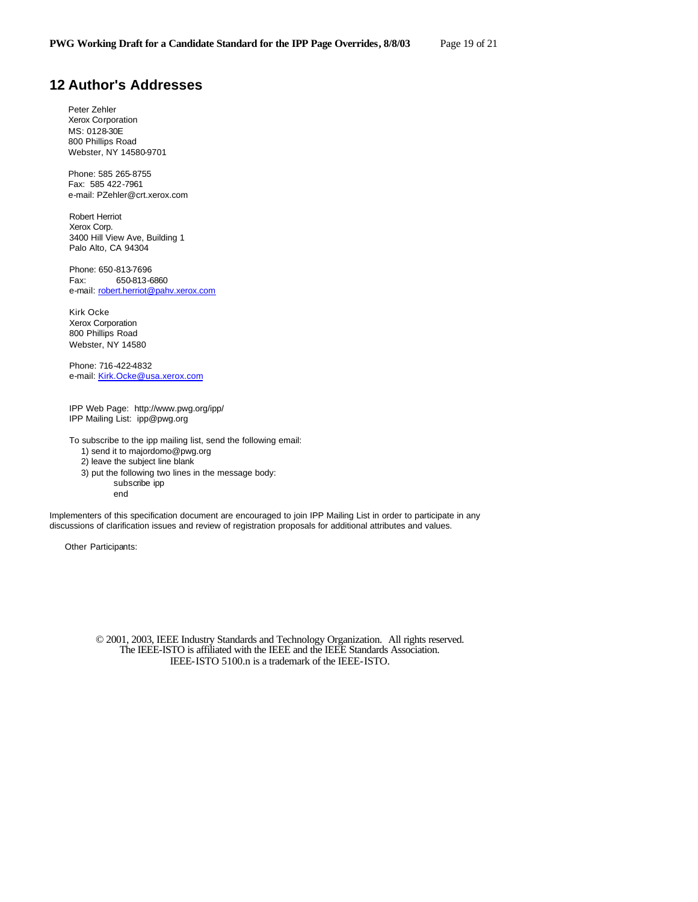## 12 Author's Addresses

Peter Zehler
Xerox Corporation
MS: 0128-30E
800 Phillips Road
Webster, NY 14580-9701

Phone: 585 265-8755
Fax: 585 422-7961
e-mail: PZehler@crt.xerox.com

Robert Herriot
Xerox Corp.
3400 Hill View Ave, Building 1
Palo Alto, CA 94304

Phone: 650-813-7696
Fax: 650-813-6860
e-mail: robert.herriot@pahv.xerox.com

Kirk Ocke
Xerox Corporation
800 Phillips Road
Webster, NY 14580

Phone: 716-422-4832
e-mail: Kirk.Ocke@usa.xerox.com

IPP Web Page: http://www.pwg.org/ipp/
IPP Mailing List: ipp@pwg.org

To subscribe to the ipp mailing list, send the following email:

1) send it to majordomo@pwg.org
2) leave the subject line blank
3) put the following two lines in the message body:
   subscribe ipp
   end

Implementers of this specification document are encouraged to join IPP Mailing List in order to participate in any discussions of clarification issues and review of registration proposals for additional attributes and values.

Other Participants:

© 2001, 2003, IEEE Industry Standards and Technology Organization. All rights reserved.
The IEEE-ISTO is affiliated with the IEEE and the IEEE Standards Association.
IEEE-ISTO 5100.n is a trademark of the IEEE-ISTO.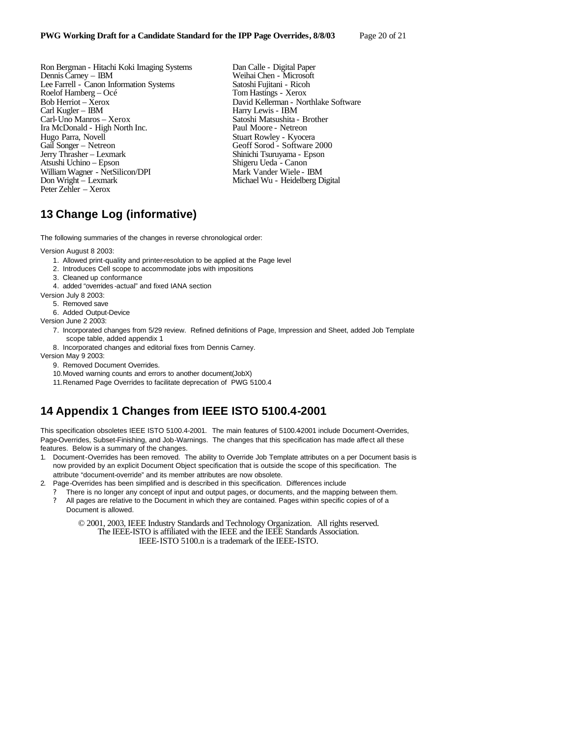Ron Bergman - Hitachi Koki Imaging Systems
Dennis Carney – IBM
Lee Farrell - Canon Information Systems
Roelof Hamberg – Océ
Bob Herriot – Xerox
Carl Kugler – IBM
Carl-Uno Manros – Xerox
Ira McDonald - High North Inc.
Hugo Parra, Novell
Gail Songer – Netreon
Jerry Thrasher – Lexmark
Atsushi Uchino – Epson
William Wagner - NetSilicon/DPI
Don Wright – Lexmark
Peter Zehler – Xerox
Dan Calle - Digital Paper
Weihai Chen - Microsoft
Satoshi Fujitani - Ricoh
Tom Hastings - Xerox
David Kellerman - Northlake Software
Harry Lewis - IBM
Satoshi Matsushita - Brother
Paul Moore - Netreon
Stuart Rowley - Kyocera
Geoff Sorod - Software 2000
Shinichi Tsuruyama - Epson
Shigeru Ueda - Canon
Mark Vander Wiele - IBM
Michael Wu - Heidelberg Digital

# 13 Change Log (informative)

The following summaries of the changes in reverse chronological order:

Version August 8 2003:

1. Allowed print-quality and printer-resolution to be applied at the Page level
2. Introduces Cell scope to accommodate jobs with impositions
3. Cleaned up conformance
4. added "overrides-actual" and fixed IANA section

Version July 8 2003:

5. Removed save
6. Added Output-Device

Version June 2 2003:

7. Incorporated changes from 5/29 review. Refined definitions of Page, Impression and Sheet, added Job Template scope table, added appendix 1
8. Incorporated changes and editorial fixes from Dennis Carney.

Version May 9 2003:

9. Removed Document Overrides.
10. Moved warning counts and errors to another document(JobX)
11. Renamed Page Overrides to facilitate deprecation of PWG 5100.4

# 14 Appendix 1 Changes from IEEE ISTO 5100.4-2001

This specification obsoletes IEEE ISTO 5100.4-2001. The main features of 5100.42001 include Document-Overrides, Page-Overrides, Subset-Finishing, and Job-Warnings. The changes that this specification has made affect all these features. Below is a summary of the changes.

1. Document-Overrides has been removed. The ability to Override Job Template attributes on a per Document basis is now provided by an explicit Document Object specification that is outside the scope of this specification. The attribute "document-override" and its member attributes are now obsolete.
2. Page-Overrides has been simplified and is described in this specification. Differences include
   - There is no longer any concept of input and output pages, or documents, and the mapping between them.
   - All pages are relative to the Document in which they are contained. Pages within specific copies of of a Document is allowed.

© 2001, 2003, IEEE Industry Standards and Technology Organization. All rights reserved.
The IEEE-ISTO is affiliated with the IEEE and the IEEE Standards Association.
IEEE-ISTO 5100.n is a trademark of the IEEE-ISTO.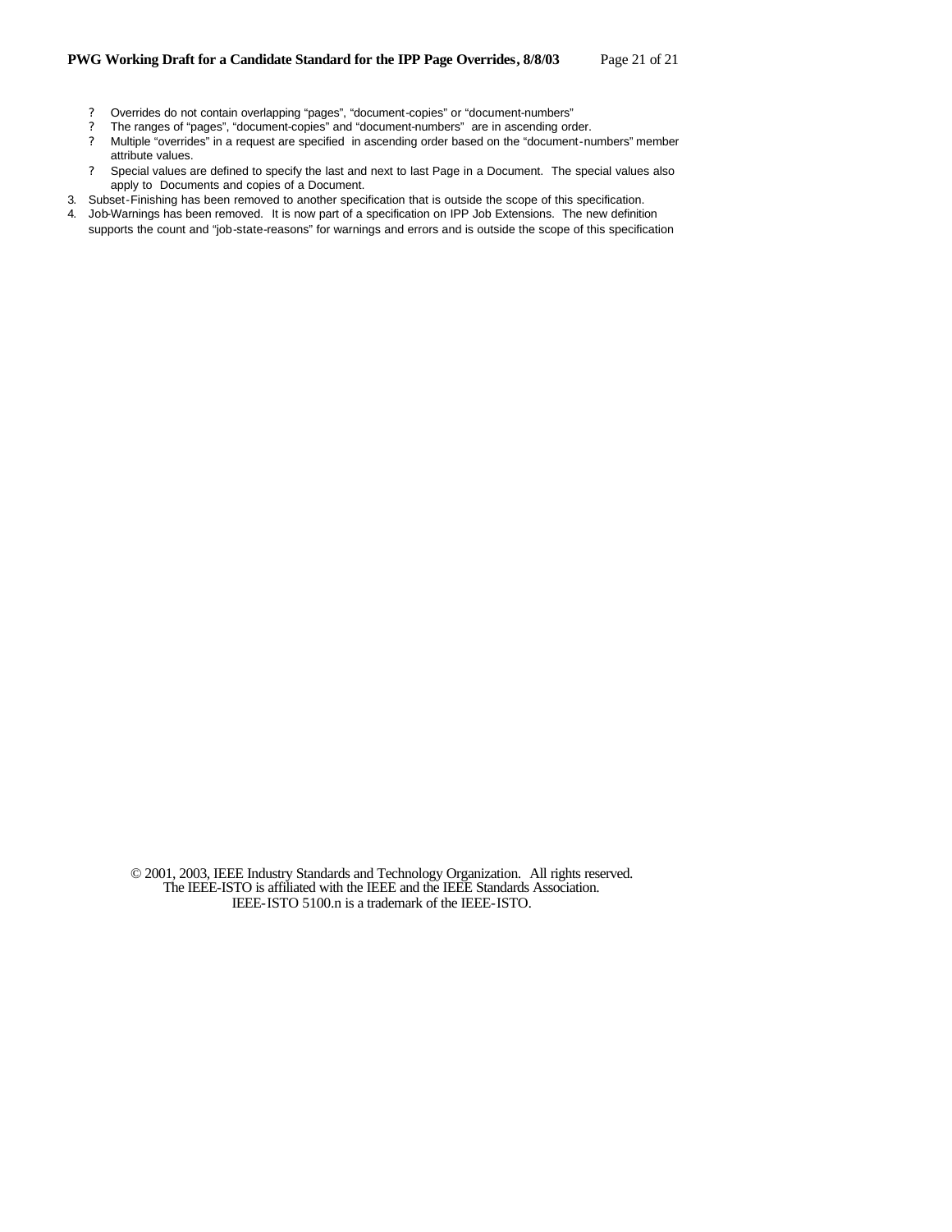- ? Overrides do not contain overlapping "pages", "document-copies" or "document-numbers"
- ? The ranges of "pages", "document-copies" and "document-numbers" are in ascending order.
- ? Multiple "overrides" in a request are specified in ascending order based on the "document-numbers" member attribute values.
- ? Special values are defined to specify the last and next to last Page in a Document. The special values also apply to Documents and copies of a Document.

3. Subset-Finishing has been removed to another specification that is outside the scope of this specification.
4. Job-Warnings has been removed. It is now part of a specification on IPP Job Extensions. The new definition supports the count and "job-state-reasons" for warnings and errors and is outside the scope of this specification

© 2001, 2003, IEEE Industry Standards and Technology Organization. All rights reserved.
The IEEE-ISTO is affiliated with the IEEE and the IEEE Standards Association.
IEEE-ISTO 5100.n is a trademark of the IEEE-ISTO.